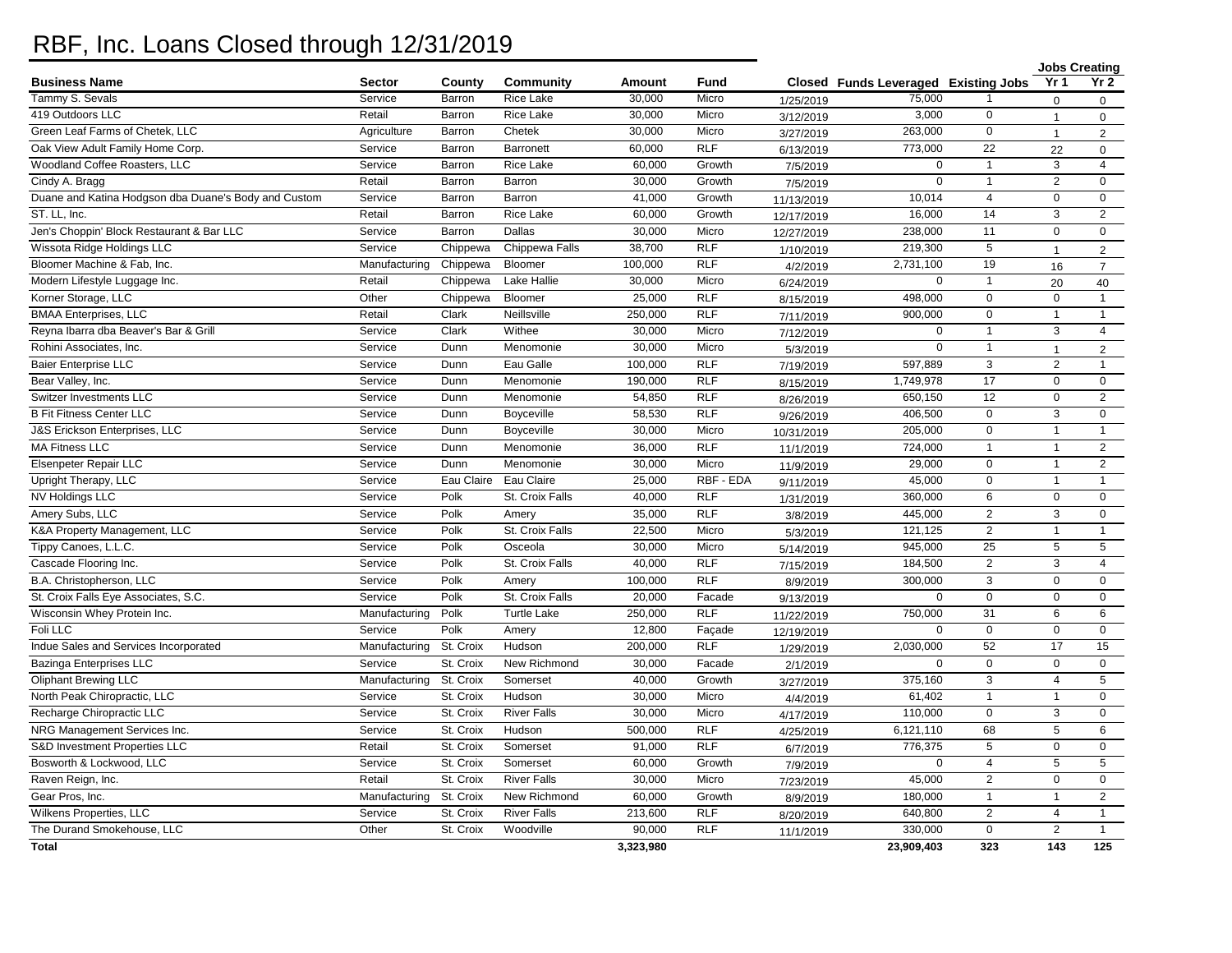# RBF, Inc. Loans Closed through 12/31/2019

| Business Name | Sector | County | Community | Amount | Fund | Closed | Funds Leveraged | Existing Jobs | Jobs Creating Yr 1 | Jobs Creating Yr 2 |
|---|---|---|---|---|---|---|---|---|---|---|
| Tammy S. Sevals | Service | Barron | Rice Lake | 30,000 | Micro | 1/25/2019 | 75,000 | 1 | 0 | 0 |
| 419 Outdoors LLC | Retail | Barron | Rice Lake | 30,000 | Micro | 3/12/2019 | 3,000 | 0 | 1 | 0 |
| Green Leaf Farms of Chetek, LLC | Agriculture | Barron | Chetek | 30,000 | Micro | 3/27/2019 | 263,000 | 0 | 1 | 2 |
| Oak View Adult Family Home Corp. | Service | Barron | Barronett | 60,000 | RLF | 6/13/2019 | 773,000 | 22 | 22 | 0 |
| Woodland Coffee Roasters, LLC | Service | Barron | Rice Lake | 60,000 | Growth | 7/5/2019 | 0 | 1 | 3 | 4 |
| Cindy A. Bragg | Retail | Barron | Barron | 30,000 | Growth | 7/5/2019 | 0 | 1 | 2 | 0 |
| Duane and Katina Hodgson dba Duane's Body and Custom | Service | Barron | Barron | 41,000 | Growth | 11/13/2019 | 10,014 | 4 | 0 | 0 |
| ST. LL, Inc. | Retail | Barron | Rice Lake | 60,000 | Growth | 12/17/2019 | 16,000 | 14 | 3 | 2 |
| Jen's Choppin' Block Restaurant & Bar LLC | Service | Barron | Dallas | 30,000 | Micro | 12/27/2019 | 238,000 | 11 | 0 | 0 |
| Wissota Ridge Holdings LLC | Service | Chippewa | Chippewa Falls | 38,700 | RLF | 1/10/2019 | 219,300 | 5 | 1 | 2 |
| Bloomer Machine & Fab, Inc. | Manufacturing | Chippewa | Bloomer | 100,000 | RLF | 4/2/2019 | 2,731,100 | 19 | 16 | 7 |
| Modern Lifestyle Luggage Inc. | Retail | Chippewa | Lake Hallie | 30,000 | Micro | 6/24/2019 | 0 | 1 | 20 | 40 |
| Korner Storage, LLC | Other | Chippewa | Bloomer | 25,000 | RLF | 8/15/2019 | 498,000 | 0 | 0 | 1 |
| BMAA Enterprises, LLC | Retail | Clark | Neillsville | 250,000 | RLF | 7/11/2019 | 900,000 | 0 | 1 | 1 |
| Reyna Ibarra dba Beaver's Bar & Grill | Service | Clark | Withee | 30,000 | Micro | 7/12/2019 | 0 | 1 | 3 | 4 |
| Rohini Associates, Inc. | Service | Dunn | Menomonie | 30,000 | Micro | 5/3/2019 | 0 | 1 | 1 | 2 |
| Baier Enterprise LLC | Service | Dunn | Eau Galle | 100,000 | RLF | 7/19/2019 | 597,889 | 3 | 2 | 1 |
| Bear Valley, Inc. | Service | Dunn | Menomonie | 190,000 | RLF | 8/15/2019 | 1,749,978 | 17 | 0 | 0 |
| Switzer Investments LLC | Service | Dunn | Menomonie | 54,850 | RLF | 8/26/2019 | 650,150 | 12 | 0 | 2 |
| B Fit Fitness Center LLC | Service | Dunn | Boyceville | 58,530 | RLF | 9/26/2019 | 406,500 | 0 | 3 | 0 |
| J&S Erickson Enterprises, LLC | Service | Dunn | Boyceville | 30,000 | Micro | 10/31/2019 | 205,000 | 0 | 1 | 1 |
| MA Fitness LLC | Service | Dunn | Menomonie | 36,000 | RLF | 11/1/2019 | 724,000 | 1 | 1 | 2 |
| Elsenpeter Repair LLC | Service | Dunn | Menomonie | 30,000 | Micro | 11/9/2019 | 29,000 | 0 | 1 | 2 |
| Upright Therapy, LLC | Service | Eau Claire | Eau Claire | 25,000 | RBF - EDA | 9/11/2019 | 45,000 | 0 | 1 | 1 |
| NV Holdings LLC | Service | Polk | St. Croix Falls | 40,000 | RLF | 1/31/2019 | 360,000 | 6 | 0 | 0 |
| Amery Subs, LLC | Service | Polk | Amery | 35,000 | RLF | 3/8/2019 | 445,000 | 2 | 3 | 0 |
| K&A Property Management, LLC | Service | Polk | St. Croix Falls | 22,500 | Micro | 5/3/2019 | 121,125 | 2 | 1 | 1 |
| Tippy Canoes, L.L.C. | Service | Polk | Osceola | 30,000 | Micro | 5/14/2019 | 945,000 | 25 | 5 | 5 |
| Cascade Flooring Inc. | Service | Polk | St. Croix Falls | 40,000 | RLF | 7/15/2019 | 184,500 | 2 | 3 | 4 |
| B.A. Christopherson, LLC | Service | Polk | Amery | 100,000 | RLF | 8/9/2019 | 300,000 | 3 | 0 | 0 |
| St. Croix Falls Eye Associates, S.C. | Service | Polk | St. Croix Falls | 20,000 | Facade | 9/13/2019 | 0 | 0 | 0 | 0 |
| Wisconsin Whey Protein Inc. | Manufacturing | Polk | Turtle Lake | 250,000 | RLF | 11/22/2019 | 750,000 | 31 | 6 | 6 |
| Foli LLC | Service | Polk | Amery | 12,800 | Façade | 12/19/2019 | 0 | 0 | 0 | 0 |
| Indue Sales and Services Incorporated | Manufacturing | St. Croix | Hudson | 200,000 | RLF | 1/29/2019 | 2,030,000 | 52 | 17 | 15 |
| Bazinga Enterprises LLC | Service | St. Croix | New Richmond | 30,000 | Facade | 2/1/2019 | 0 | 0 | 0 | 0 |
| Oliphant Brewing LLC | Manufacturing | St. Croix | Somerset | 40,000 | Growth | 3/27/2019 | 375,160 | 3 | 4 | 5 |
| North Peak Chiropractic, LLC | Service | St. Croix | Hudson | 30,000 | Micro | 4/4/2019 | 61,402 | 1 | 1 | 0 |
| Recharge Chiropractic LLC | Service | St. Croix | River Falls | 30,000 | Micro | 4/17/2019 | 110,000 | 0 | 3 | 0 |
| NRG Management Services Inc. | Service | St. Croix | Hudson | 500,000 | RLF | 4/25/2019 | 6,121,110 | 68 | 5 | 6 |
| S&D Investment Properties LLC | Retail | St. Croix | Somerset | 91,000 | RLF | 6/7/2019 | 776,375 | 5 | 0 | 0 |
| Bosworth & Lockwood, LLC | Service | St. Croix | Somerset | 60,000 | Growth | 7/9/2019 | 0 | 4 | 5 | 5 |
| Raven Reign, Inc. | Retail | St. Croix | River Falls | 30,000 | Micro | 7/23/2019 | 45,000 | 2 | 0 | 0 |
| Gear Pros, Inc. | Manufacturing | St. Croix | New Richmond | 60,000 | Growth | 8/9/2019 | 180,000 | 1 | 1 | 2 |
| Wilkens Properties, LLC | Service | St. Croix | River Falls | 213,600 | RLF | 8/20/2019 | 640,800 | 2 | 4 | 1 |
| The Durand Smokehouse, LLC | Other | St. Croix | Woodville | 90,000 | RLF | 11/1/2019 | 330,000 | 0 | 2 | 1 |
| **Total** | | | | **3,323,980** | | | **23,909,403** | **323** | **143** | **125** |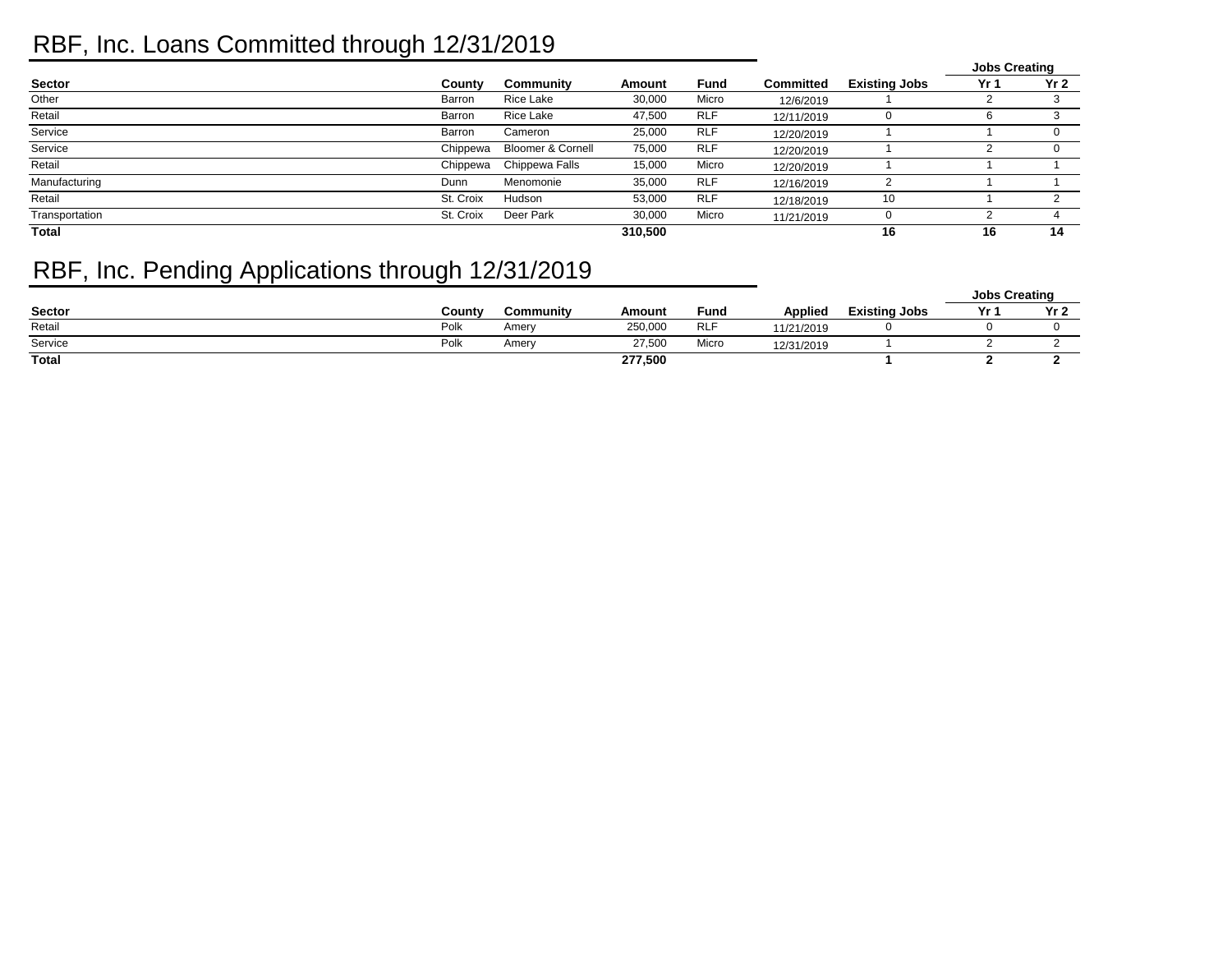# RBF, Inc. Loans Committed through 12/31/2019

| Sector | County | Community | Amount | Fund | Committed | Existing Jobs | Jobs Creating Yr 1 | Jobs Creating Yr 2 |
|---|---|---|---|---|---|---|---|---|
| Other | Barron | Rice Lake | 30,000 | Micro | 12/6/2019 | 1 | 2 | 3 |
| Retail | Barron | Rice Lake | 47,500 | RLF | 12/11/2019 | 0 | 6 | 3 |
| Service | Barron | Cameron | 25,000 | RLF | 12/20/2019 | 1 | 1 | 0 |
| Service | Chippewa | Bloomer & Cornell | 75,000 | RLF | 12/20/2019 | 1 | 2 | 0 |
| Retail | Chippewa | Chippewa Falls | 15,000 | Micro | 12/20/2019 | 1 | 1 | 1 |
| Manufacturing | Dunn | Menomonie | 35,000 | RLF | 12/16/2019 | 2 | 1 | 1 |
| Retail | St. Croix | Hudson | 53,000 | RLF | 12/18/2019 | 10 | 1 | 2 |
| Transportation | St. Croix | Deer Park | 30,000 | Micro | 11/21/2019 | 0 | 2 | 4 |
| **Total** | | | **310,500** | | | **16** | **16** | **14** |

# RBF, Inc. Pending Applications through 12/31/2019

| Sector | County | Community | Amount | Fund | Applied | Existing Jobs | Jobs Creating Yr 1 | Jobs Creating Yr 2 |
|---|---|---|---|---|---|---|---|---|
| Retail | Polk | Amery | 250,000 | RLF | 11/21/2019 | 0 | 0 | 0 |
| Service | Polk | Amery | 27,500 | Micro | 12/31/2019 | 1 | 2 | 2 |
| **Total** | | | **277,500** | | | **1** | **2** | **2** |